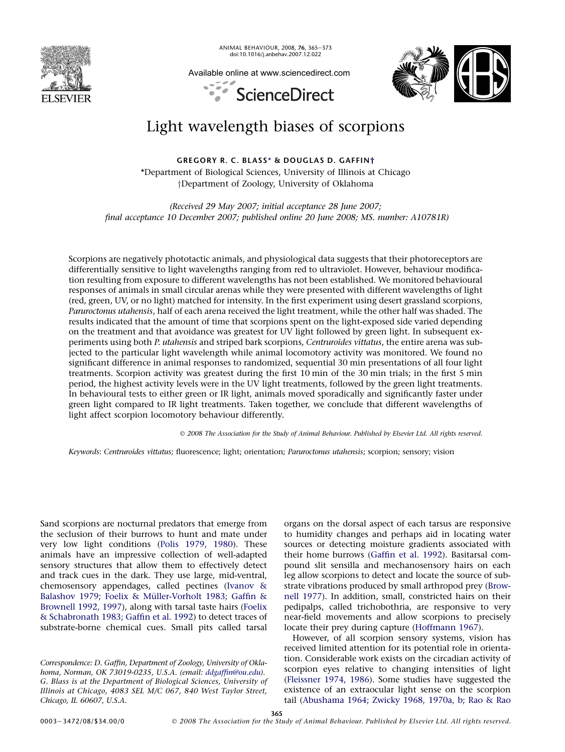# Light wavelength biases of scorpions

**GREGORY R. C. BLASS\* & DOUGLAS D. GAFFIN†**

\*Department of Biological Sciences, University of Illinois at Chicago
†Department of Zoology, University of Oklahoma

*(Received 29 May 2007; initial acceptance 28 June 2007; final acceptance 10 December 2007; published online 20 June 2008; MS. number: A10781R)*

Scorpions are negatively phototactic animals, and physiological data suggests that their photoreceptors are differentially sensitive to light wavelengths ranging from red to ultraviolet. However, behaviour modification resulting from exposure to different wavelengths has not been established. We monitored behavioural responses of animals in small circular arenas while they were presented with different wavelengths of light (red, green, UV, or no light) matched for intensity. In the first experiment using desert grassland scorpions, *Paruroctonus utahensis*, half of each arena received the light treatment, while the other half was shaded. The results indicated that the amount of time that scorpions spent on the light-exposed side varied depending on the treatment and that avoidance was greatest for UV light followed by green light. In subsequent experiments using both *P. utahensis* and striped bark scorpions, *Centruroides vittatus*, the entire arena was subjected to the particular light wavelength while animal locomotory activity was monitored. We found no significant difference in animal responses to randomized, sequential 30 min presentations of all four light treatments. Scorpion activity was greatest during the first 10 min of the 30 min trials; in the first 5 min period, the highest activity levels were in the UV light treatments, followed by the green light treatments. In behavioural tests to either green or IR light, animals moved sporadically and significantly faster under green light compared to IR light treatments. Taken together, we conclude that different wavelengths of light affect scorpion locomotory behaviour differently.

© 2008 The Association for the Study of Animal Behaviour. Published by Elsevier Ltd. All rights reserved.

*Keywords*: *Centruroides vittatus*; fluorescence; light; orientation; *Paruroctonus utahensis*; scorpion; sensory; vision

Sand scorpions are nocturnal predators that emerge from the seclusion of their burrows to hunt and mate under very low light conditions (Polis 1979, 1980). These animals have an impressive collection of well-adapted sensory structures that allow them to effectively detect and track cues in the dark. They use large, mid-ventral, chemosensory appendages, called pectines (Ivanov & Balashov 1979; Foelix & Müller-Vorholt 1983; Gaffin & Brownell 1992, 1997), along with tarsal taste hairs (Foelix & Schabronath 1983; Gaffin et al. 1992) to detect traces of substrate-borne chemical cues. Small pits called tarsal organs on the dorsal aspect of each tarsus are responsive to humidity changes and perhaps aid in locating water sources or detecting moisture gradients associated with their home burrows (Gaffin et al. 1992). Basitarsal compound slit sensilla and mechanosensory hairs on each leg allow scorpions to detect and locate the source of substrate vibrations produced by small arthropod prey (Brownell 1977). In addition, small, constricted hairs on their pedipalps, called trichobothria, are responsive to very near-field movements and allow scorpions to precisely locate their prey during capture (Hoffmann 1967).

However, of all scorpion sensory systems, vision has received limited attention for its potential role in orientation. Considerable work exists on the circadian activity of scorpion eyes relative to changing intensities of light (Fleissner 1974, 1986). Some studies have suggested the existence of an extraocular light sense on the scorpion tail (Abushama 1964; Zwicky 1968, 1970a, b; Rao & Rao

Correspondence: D. Gaffin, Department of Zoology, University of Oklahoma, Norman, OK 73019-0235, U.S.A. (email: ddgaffin@ou.edu). G. Blass is at the Department of Biological Sciences, University of Illinois at Chicago, 4083 SEL M/C 067, 840 West Taylor Street, Chicago, IL 60607, U.S.A.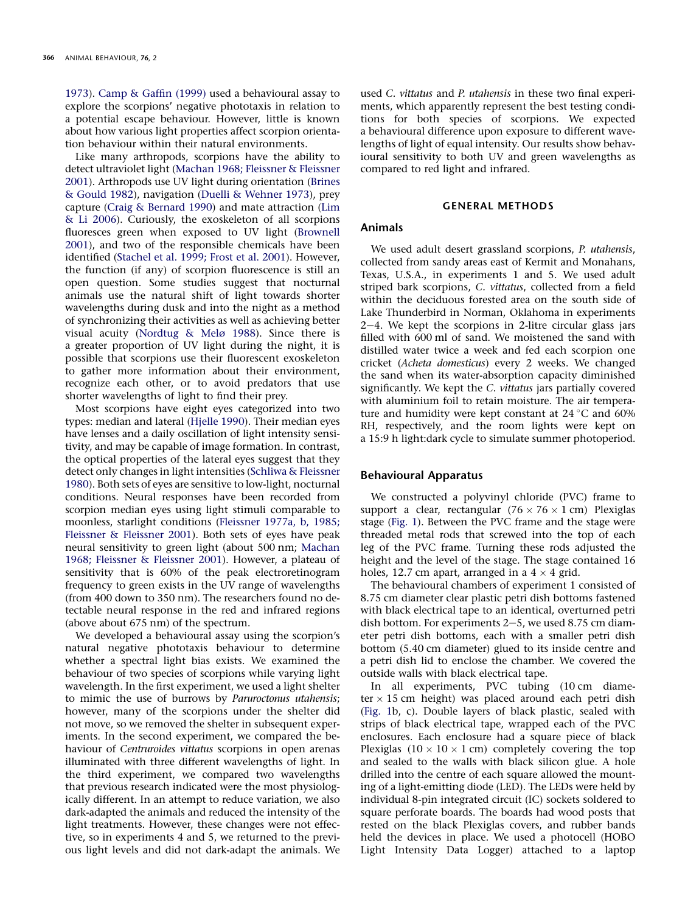1973). Camp & Gaffin (1999) used a behavioural assay to explore the scorpions' negative phototaxis in relation to a potential escape behaviour. However, little is known about how various light properties affect scorpion orientation behaviour within their natural environments.

Like many arthropods, scorpions have the ability to detect ultraviolet light (Machan 1968; Fleissner & Fleissner 2001). Arthropods use UV light during orientation (Brines & Gould 1982), navigation (Duelli & Wehner 1973), prey capture (Craig & Bernard 1990) and mate attraction (Lim & Li 2006). Curiously, the exoskeleton of all scorpions fluoresces green when exposed to UV light (Brownell 2001), and two of the responsible chemicals have been identified (Stachel et al. 1999; Frost et al. 2001). However, the function (if any) of scorpion fluorescence is still an open question. Some studies suggest that nocturnal animals use the natural shift of light towards shorter wavelengths during dusk and into the night as a method of synchronizing their activities as well as achieving better visual acuity (Nordtug & Melø 1988). Since there is a greater proportion of UV light during the night, it is possible that scorpions use their fluorescent exoskeleton to gather more information about their environment, recognize each other, or to avoid predators that use shorter wavelengths of light to find their prey.

Most scorpions have eight eyes categorized into two types: median and lateral (Hjelle 1990). Their median eyes have lenses and a daily oscillation of light intensity sensitivity, and may be capable of image formation. In contrast, the optical properties of the lateral eyes suggest that they detect only changes in light intensities (Schliwa & Fleissner 1980). Both sets of eyes are sensitive to low-light, nocturnal conditions. Neural responses have been recorded from scorpion median eyes using light stimuli comparable to moonless, starlight conditions (Fleissner 1977a, b, 1985; Fleissner & Fleissner 2001). Both sets of eyes have peak neural sensitivity to green light (about 500 nm; Machan 1968; Fleissner & Fleissner 2001). However, a plateau of sensitivity that is 60% of the peak electroretinogram frequency to green exists in the UV range of wavelengths (from 400 down to 350 nm). The researchers found no detectable neural response in the red and infrared regions (above about 675 nm) of the spectrum.

We developed a behavioural assay using the scorpion's natural negative phototaxis behaviour to determine whether a spectral light bias exists. We examined the behaviour of two species of scorpions while varying light wavelength. In the first experiment, we used a light shelter to mimic the use of burrows by *Paruroctonus utahensis*; however, many of the scorpions under the shelter did not move, so we removed the shelter in subsequent experiments. In the second experiment, we compared the behaviour of *Centruroides vittatus* scorpions in open arenas illuminated with three different wavelengths of light. In the third experiment, we compared two wavelengths that previous research indicated were the most physiologically different. In an attempt to reduce variation, we also dark-adapted the animals and reduced the intensity of the light treatments. However, these changes were not effective, so in experiments 4 and 5, we returned to the previous light levels and did not dark-adapt the animals. We used *C. vittatus* and *P. utahensis* in these two final experiments, which apparently represent the best testing conditions for both species of scorpions. We expected a behavioural difference upon exposure to different wavelengths of light of equal intensity. Our results show behavioural sensitivity to both UV and green wavelengths as compared to red light and infrared.

## GENERAL METHODS

### Animals

We used adult desert grassland scorpions, *P. utahensis*, collected from sandy areas east of Kermit and Monahans, Texas, U.S.A., in experiments 1 and 5. We used adult striped bark scorpions, *C. vittatus*, collected from a field within the deciduous forested area on the south side of Lake Thunderbird in Norman, Oklahoma in experiments 2–4. We kept the scorpions in 2-litre circular glass jars filled with 600 ml of sand. We moistened the sand with distilled water twice a week and fed each scorpion one cricket (*Acheta domesticus*) every 2 weeks. We changed the sand when its water-absorption capacity diminished significantly. We kept the *C. vittatus* jars partially covered with aluminium foil to retain moisture. The air temperature and humidity were kept constant at 24 °C and 60% RH, respectively, and the room lights were kept on a 15:9 h light:dark cycle to simulate summer photoperiod.

### Behavioural Apparatus

We constructed a polyvinyl chloride (PVC) frame to support a clear, rectangular ($76 \times 76 \times 1$ cm) Plexiglas stage (Fig. 1). Between the PVC frame and the stage were threaded metal rods that screwed into the top of each leg of the PVC frame. Turning these rods adjusted the height and the level of the stage. The stage contained 16 holes, 12.7 cm apart, arranged in a $4 \times 4$ grid.

The behavioural chambers of experiment 1 consisted of 8.75 cm diameter clear plastic petri dish bottoms fastened with black electrical tape to an identical, overturned petri dish bottom. For experiments 2–5, we used 8.75 cm diameter petri dish bottoms, each with a smaller petri dish bottom (5.40 cm diameter) glued to its inside centre and a petri dish lid to enclose the chamber. We covered the outside walls with black electrical tape.

In all experiments, PVC tubing (10 cm diameter $\times$ 15 cm height) was placed around each petri dish (Fig. 1b, c). Double layers of black plastic, sealed with strips of black electrical tape, wrapped each of the PVC enclosures. Each enclosure had a square piece of black Plexiglas ($10 \times 10 \times 1$ cm) completely covering the top and sealed to the walls with black silicon glue. A hole drilled into the centre of each square allowed the mounting of a light-emitting diode (LED). The LEDs were held by individual 8-pin integrated circuit (IC) sockets soldered to square perforate boards. The boards had wood posts that rested on the black Plexiglas covers, and rubber bands held the devices in place. We used a photocell (HOBO Light Intensity Data Logger) attached to a laptop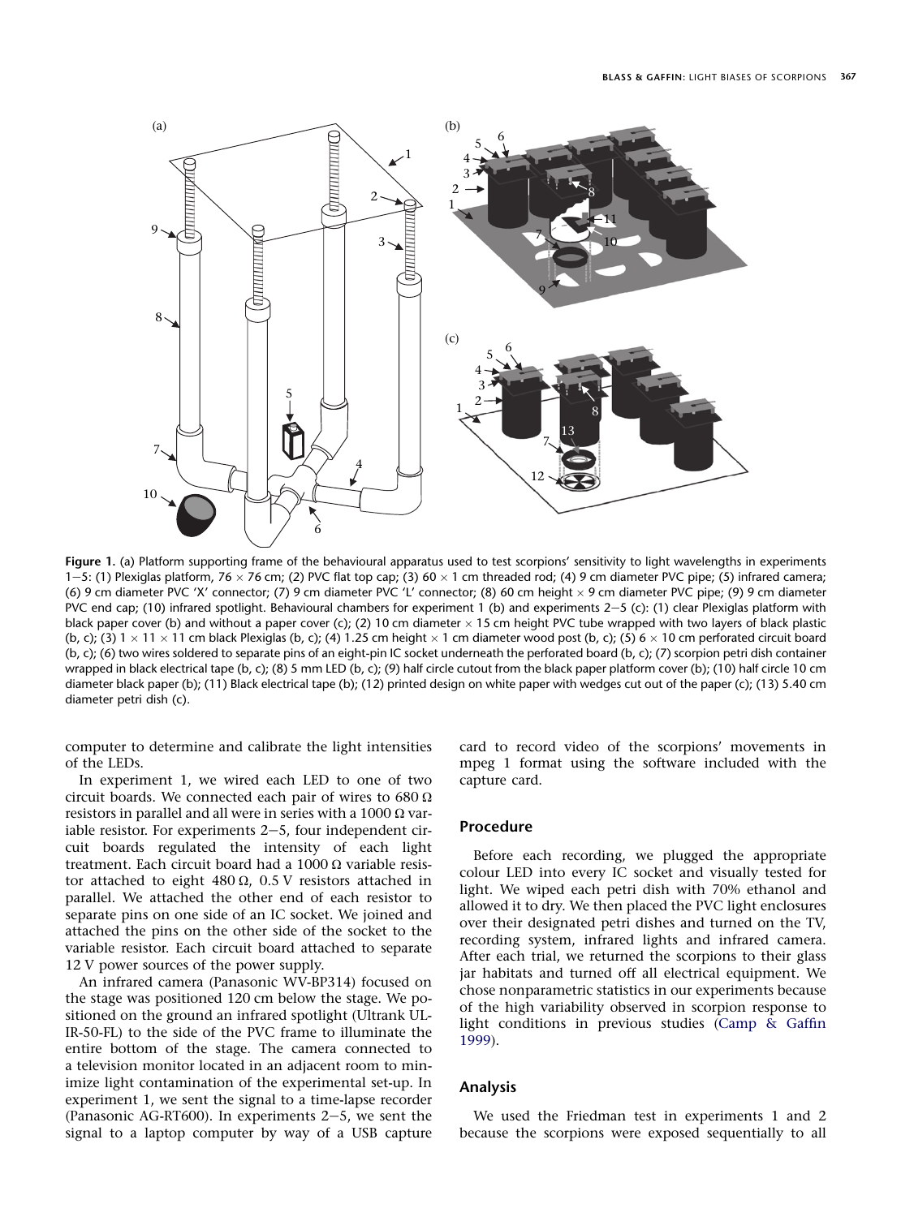**Figure 1.** (a) Platform supporting frame of the behavioural apparatus used to test scorpions' sensitivity to light wavelengths in experiments 1−5: (1) Plexiglas platform, 76 × 76 cm; (2) PVC flat top cap; (3) 60 × 1 cm threaded rod; (4) 9 cm diameter PVC pipe; (5) infrared camera; (6) 9 cm diameter PVC 'X' connector; (7) 9 cm diameter PVC 'L' connector; (8) 60 cm height × 9 cm diameter PVC pipe; (9) 9 cm diameter PVC end cap; (10) infrared spotlight. Behavioural chambers for experiment 1 (b) and experiments 2−5 (c): (1) clear Plexiglas platform with black paper cover (b) and without a paper cover (c); (2) 10 cm diameter × 15 cm height PVC tube wrapped with two layers of black plastic (b, c); (3) 1 × 11 × 11 cm black Plexiglas (b, c); (4) 1.25 cm height × 1 cm diameter wood post (b, c); (5) 6 × 10 cm perforated circuit board (b, c); (6) two wires soldered to separate pins of an eight-pin IC socket underneath the perforated board (b, c); (7) scorpion petri dish container wrapped in black electrical tape (b, c); (8) 5 mm LED (b, c); (9) half circle cutout from the black paper platform cover (b); (10) half circle 10 cm diameter black paper (b); (11) Black electrical tape (b); (12) printed design on white paper with wedges cut out of the paper (c); (13) 5.40 cm diameter petri dish (c).

computer to determine and calibrate the light intensities of the LEDs.

In experiment 1, we wired each LED to one of two circuit boards. We connected each pair of wires to 680 Ω resistors in parallel and all were in series with a 1000 Ω variable resistor. For experiments 2−5, four independent circuit boards regulated the intensity of each light treatment. Each circuit board had a 1000 Ω variable resistor attached to eight 480 Ω, 0.5 V resistors attached in parallel. We attached the other end of each resistor to separate pins on one side of an IC socket. We joined and attached the pins on the other side of the socket to the variable resistor. Each circuit board attached to separate 12 V power sources of the power supply.

An infrared camera (Panasonic WV-BP314) focused on the stage was positioned 120 cm below the stage. We positioned on the ground an infrared spotlight (Ultrank UL-IR-50-FL) to the side of the PVC frame to illuminate the entire bottom of the stage. The camera connected to a television monitor located in an adjacent room to minimize light contamination of the experimental set-up. In experiment 1, we sent the signal to a time-lapse recorder (Panasonic AG-RT600). In experiments 2−5, we sent the signal to a laptop computer by way of a USB capture card to record video of the scorpions' movements in mpeg 1 format using the software included with the capture card.

## Procedure

Before each recording, we plugged the appropriate colour LED into every IC socket and visually tested for light. We wiped each petri dish with 70% ethanol and allowed it to dry. We then placed the PVC light enclosures over their designated petri dishes and turned on the TV, recording system, infrared lights and infrared camera. After each trial, we returned the scorpions to their glass jar habitats and turned off all electrical equipment. We chose nonparametric statistics in our experiments because of the high variability observed in scorpion response to light conditions in previous studies (Camp & Gaffin 1999).

## Analysis

We used the Friedman test in experiments 1 and 2 because the scorpions were exposed sequentially to all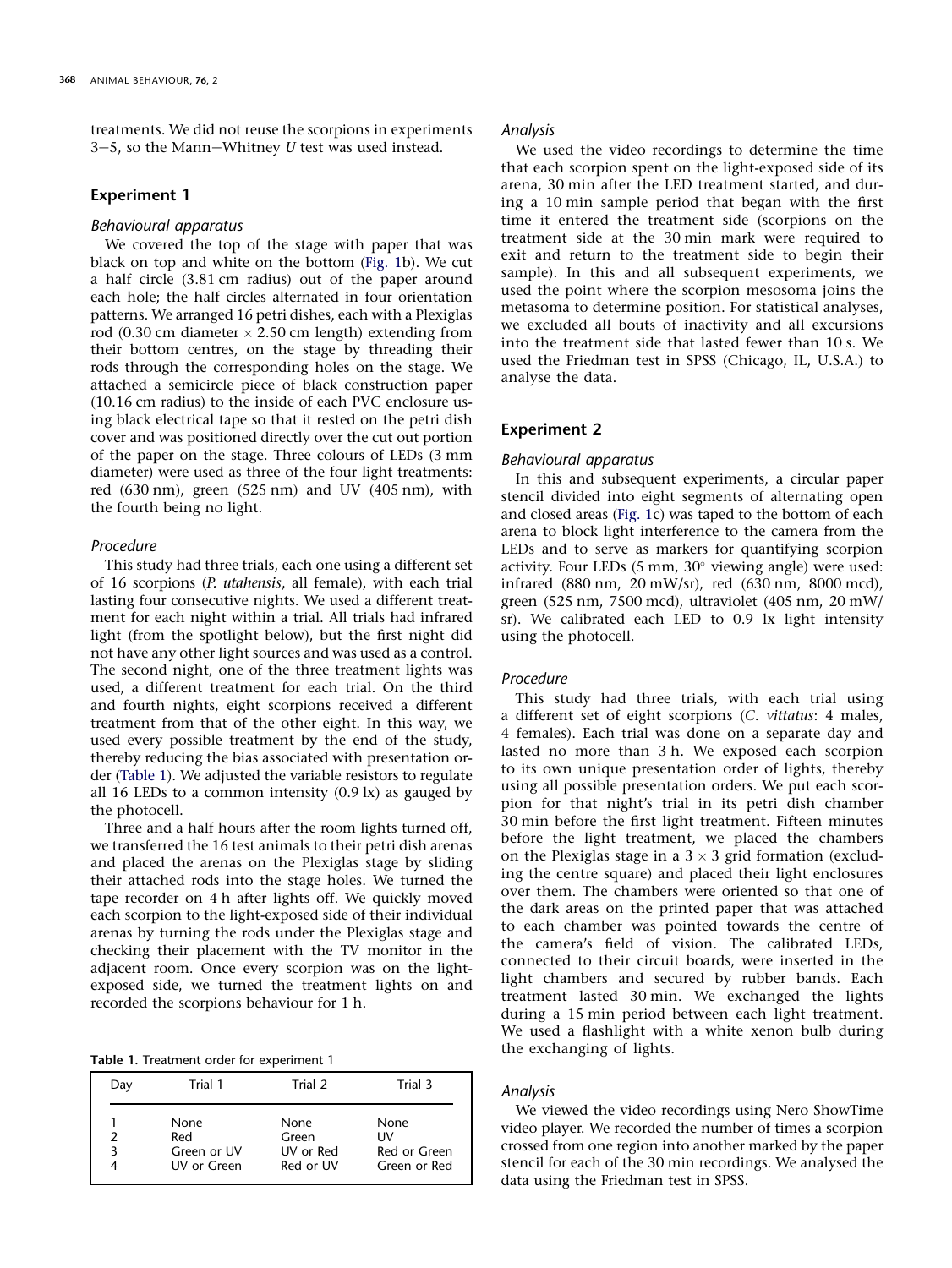treatments. We did not reuse the scorpions in experiments 3–5, so the Mann–Whitney *U* test was used instead.

## Experiment 1

### Behavioural apparatus

We covered the top of the stage with paper that was black on top and white on the bottom (Fig. 1b). We cut a half circle (3.81 cm radius) out of the paper around each hole; the half circles alternated in four orientation patterns. We arranged 16 petri dishes, each with a Plexiglas rod (0.30 cm diameter × 2.50 cm length) extending from their bottom centres, on the stage by threading their rods through the corresponding holes on the stage. We attached a semicircle piece of black construction paper (10.16 cm radius) to the inside of each PVC enclosure using black electrical tape so that it rested on the petri dish cover and was positioned directly over the cut out portion of the paper on the stage. Three colours of LEDs (3 mm diameter) were used as three of the four light treatments: red (630 nm), green (525 nm) and UV (405 nm), with the fourth being no light.

### Procedure

This study had three trials, each one using a different set of 16 scorpions (*P. utahensis*, all female), with each trial lasting four consecutive nights. We used a different treatment for each night within a trial. All trials had infrared light (from the spotlight below), but the first night did not have any other light sources and was used as a control. The second night, one of the three treatment lights was used, a different treatment for each trial. On the third and fourth nights, eight scorpions received a different treatment from that of the other eight. In this way, we used every possible treatment by the end of the study, thereby reducing the bias associated with presentation order (Table 1). We adjusted the variable resistors to regulate all 16 LEDs to a common intensity (0.9 lx) as gauged by the photocell.

Three and a half hours after the room lights turned off, we transferred the 16 test animals to their petri dish arenas and placed the arenas on the Plexiglas stage by sliding their attached rods into the stage holes. We turned the tape recorder on 4 h after lights off. We quickly moved each scorpion to the light-exposed side of their individual arenas by turning the rods under the Plexiglas stage and checking their placement with the TV monitor in the adjacent room. Once every scorpion was on the light-exposed side, we turned the treatment lights on and recorded the scorpions behaviour for 1 h.

**Table 1.** Treatment order for experiment 1

| Day | Trial 1 | Trial 2 | Trial 3 |
|---|---|---|---|
| 1 | None | None | None |
| 2 | Red | Green | UV |
| 3 | Green or UV | UV or Red | Red or Green |
| 4 | UV or Green | Red or UV | Green or Red |

### Analysis

We used the video recordings to determine the time that each scorpion spent on the light-exposed side of its arena, 30 min after the LED treatment started, and during a 10 min sample period that began with the first time it entered the treatment side (scorpions on the treatment side at the 30 min mark were required to exit and return to the treatment side to begin their sample). In this and all subsequent experiments, we used the point where the scorpion mesosoma joins the metasoma to determine position. For statistical analyses, we excluded all bouts of inactivity and all excursions into the treatment side that lasted fewer than 10 s. We used the Friedman test in SPSS (Chicago, IL, U.S.A.) to analyse the data.

## Experiment 2

### Behavioural apparatus

In this and subsequent experiments, a circular paper stencil divided into eight segments of alternating open and closed areas (Fig. 1c) was taped to the bottom of each arena to block light interference to the camera from the LEDs and to serve as markers for quantifying scorpion activity. Four LEDs (5 mm, 30° viewing angle) were used: infrared (880 nm, 20 mW/sr), red (630 nm, 8000 mcd), green (525 nm, 7500 mcd), ultraviolet (405 nm, 20 mW/sr). We calibrated each LED to 0.9 lx light intensity using the photocell.

### Procedure

This study had three trials, with each trial using a different set of eight scorpions (*C. vittatus*: 4 males, 4 females). Each trial was done on a separate day and lasted no more than 3 h. We exposed each scorpion to its own unique presentation order of lights, thereby using all possible presentation orders. We put each scorpion for that night's trial in its petri dish chamber 30 min before the first light treatment. Fifteen minutes before the light treatment, we placed the chambers on the Plexiglas stage in a 3 × 3 grid formation (excluding the centre square) and placed their light enclosures over them. The chambers were oriented so that one of the dark areas on the printed paper that was attached to each chamber was pointed towards the centre of the camera's field of vision. The calibrated LEDs, connected to their circuit boards, were inserted in the light chambers and secured by rubber bands. Each treatment lasted 30 min. We exchanged the lights during a 15 min period between each light treatment. We used a flashlight with a white xenon bulb during the exchanging of lights.

### Analysis

We viewed the video recordings using Nero ShowTime video player. We recorded the number of times a scorpion crossed from one region into another marked by the paper stencil for each of the 30 min recordings. We analysed the data using the Friedman test in SPSS.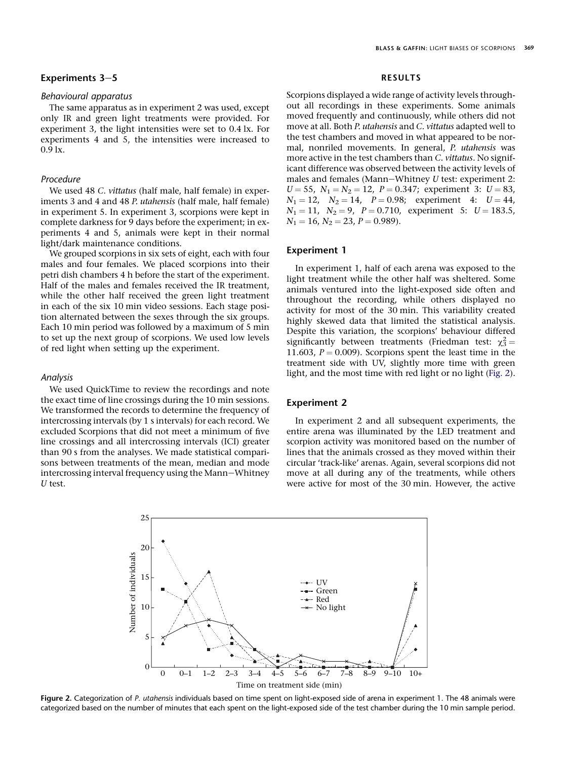## Experiments 3–5

### Behavioural apparatus

The same apparatus as in experiment 2 was used, except only IR and green light treatments were provided. For experiment 3, the light intensities were set to 0.4 lx. For experiments 4 and 5, the intensities were increased to 0.9 lx.

### Procedure

We used 48 *C. vittatus* (half male, half female) in experiments 3 and 4 and 48 *P. utahensis* (half male, half female) in experiment 5. In experiment 3, scorpions were kept in complete darkness for 9 days before the experiment; in experiments 4 and 5, animals were kept in their normal light/dark maintenance conditions.

We grouped scorpions in six sets of eight, each with four males and four females. We placed scorpions into their petri dish chambers 4 h before the start of the experiment. Half of the males and females received the IR treatment, while the other half received the green light treatment in each of the six 10 min video sessions. Each stage position alternated between the sexes through the six groups. Each 10 min period was followed by a maximum of 5 min to set up the next group of scorpions. We used low levels of red light when setting up the experiment.

### Analysis

We used QuickTime to review the recordings and note the exact time of line crossings during the 10 min sessions. We transformed the records to determine the frequency of intercrossing intervals (by 1 s intervals) for each record. We excluded Scorpions that did not meet a minimum of five line crossings and all intercrossing intervals (ICI) greater than 90 s from the analyses. We made statistical comparisons between treatments of the mean, median and mode intercrossing interval frequency using the Mann–Whitney *U* test.

## RESULTS

Scorpions displayed a wide range of activity levels throughout all recordings in these experiments. Some animals moved frequently and continuously, while others did not move at all. Both *P. utahensis* and *C. vittatus* adapted well to the test chambers and moved in what appeared to be normal, nonriled movements. In general, *P. utahensis* was more active in the test chambers than *C. vittatus*. No significant difference was observed between the activity levels of males and females (Mann–Whitney *U* test: experiment 2: $U = 55$, $N_1 = N_2 = 12$, $P = 0.347$; experiment 3: $U = 83$, $N_1 = 12$, $N_2 = 14$, $P = 0.98$; experiment 4: $U = 44$, $N_1 = 11$, $N_2 = 9$, $P = 0.710$, experiment 5: $U = 183.5$, $N_1 = 16$, $N_2 = 23$, $P = 0.989$).

## Experiment 1

In experiment 1, half of each arena was exposed to the light treatment while the other half was sheltered. Some animals ventured into the light-exposed side often and throughout the recording, while others displayed no activity for most of the 30 min. This variability created highly skewed data that limited the statistical analysis. Despite this variation, the scorpions' behaviour differed significantly between treatments (Friedman test: $\chi^2_3 = 11.603$, $P = 0.009$). Scorpions spent the least time in the treatment side with UV, slightly more time with green light, and the most time with red light or no light (Fig. 2).

## Experiment 2

In experiment 2 and all subsequent experiments, the entire arena was illuminated by the LED treatment and scorpion activity was monitored based on the number of lines that the animals crossed as they moved within their circular 'track-like' arenas. Again, several scorpions did not move at all during any of the treatments, while others were active for most of the 30 min. However, the active

**Figure 2.** Categorization of *P. utahensis* individuals based on time spent on light-exposed side of arena in experiment 1. The 48 animals were categorized based on the number of minutes that each spent on the light-exposed side of the test chamber during the 10 min sample period.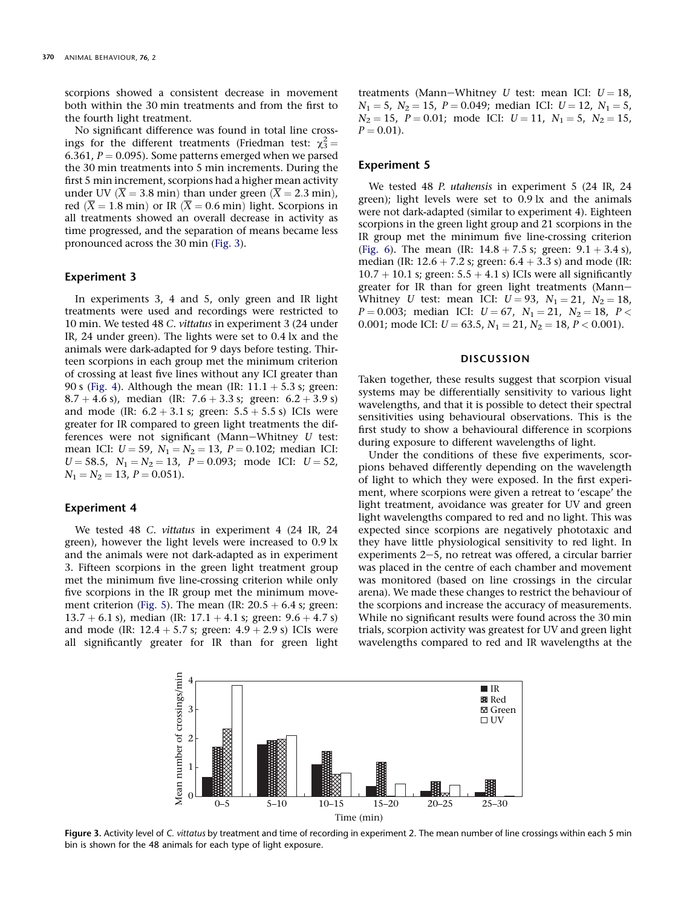scorpions showed a consistent decrease in movement both within the 30 min treatments and from the first to the fourth light treatment.

No significant difference was found in total line crossings for the different treatments (Friedman test: $\chi^2_3 = 6.361$, $P = 0.095$). Some patterns emerged when we parsed the 30 min treatments into 5 min increments. During the first 5 min increment, scorpions had a higher mean activity under UV ($\overline{X} = 3.8$ min) than under green ($\overline{X} = 2.3$ min), red ($\overline{X} = 1.8$ min) or IR ($\overline{X} = 0.6$ min) light. Scorpions in all treatments showed an overall decrease in activity as time progressed, and the separation of means became less pronounced across the 30 min (Fig. 3).

### Experiment 3

In experiments 3, 4 and 5, only green and IR light treatments were used and recordings were restricted to 10 min. We tested 48 *C. vittatus* in experiment 3 (24 under IR, 24 under green). The lights were set to 0.4 lx and the animals were dark-adapted for 9 days before testing. Thirteen scorpions in each group met the minimum criterion of crossing at least five lines without any ICI greater than 90 s (Fig. 4). Although the mean (IR: 11.1 + 5.3 s; green: 8.7 + 4.6 s), median (IR: 7.6 + 3.3 s; green: 6.2 + 3.9 s) and mode (IR: 6.2 + 3.1 s; green: 5.5 + 5.5 s) ICIs were greater for IR compared to green light treatments the differences were not significant (Mann–Whitney *U* test: mean ICI: $U = 59$, $N_1 = N_2 = 13$, $P = 0.102$; median ICI: $U = 58.5$, $N_1 = N_2 = 13$, $P = 0.093$; mode ICI: $U = 52$, $N_1 = N_2 = 13$, $P = 0.051$).

### Experiment 4

We tested 48 *C. vittatus* in experiment 4 (24 IR, 24 green), however the light levels were increased to 0.9 lx and the animals were not dark-adapted as in experiment 3. Fifteen scorpions in the green light treatment group met the minimum five line-crossing criterion while only five scorpions in the IR group met the minimum movement criterion (Fig. 5). The mean (IR: 20.5 + 6.4 s; green: 13.7 + 6.1 s), median (IR: 17.1 + 4.1 s; green: 9.6 + 4.7 s) and mode (IR: 12.4 + 5.7 s; green: 4.9 + 2.9 s) ICIs were all significantly greater for IR than for green light treatments (Mann–Whitney *U* test: mean ICI: $U = 18$, $N_1 = 5$, $N_2 = 15$, $P = 0.049$; median ICI: $U = 12$, $N_1 = 5$, $N_2 = 15$, $P = 0.01$; mode ICI: $U = 11$, $N_1 = 5$, $N_2 = 15$, $P = 0.01$).

### Experiment 5

We tested 48 *P. utahensis* in experiment 5 (24 IR, 24 green); light levels were set to 0.9 lx and the animals were not dark-adapted (similar to experiment 4). Eighteen scorpions in the green light group and 21 scorpions in the IR group met the minimum five line-crossing criterion (Fig. 6). The mean (IR: 14.8 + 7.5 s; green: 9.1 + 3.4 s), median (IR: 12.6 + 7.2 s; green: 6.4 + 3.3 s) and mode (IR: 10.7 + 10.1 s; green: 5.5 + 4.1 s) ICIs were all significantly greater for IR than for green light treatments (Mann–Whitney *U* test: mean ICI: $U = 93$, $N_1 = 21$, $N_2 = 18$, $P = 0.003$; median ICI: $U = 67$, $N_1 = 21$, $N_2 = 18$, $P < 0.001$; mode ICI: $U = 63.5$, $N_1 = 21$, $N_2 = 18$, $P < 0.001$).

## DISCUSSION

Taken together, these results suggest that scorpion visual systems may be differentially sensitivity to various light wavelengths, and that it is possible to detect their spectral sensitivities using behavioural observations. This is the first study to show a behavioural difference in scorpions during exposure to different wavelengths of light.

Under the conditions of these five experiments, scorpions behaved differently depending on the wavelength of light to which they were exposed. In the first experiment, where scorpions were given a retreat to 'escape' the light treatment, avoidance was greater for UV and green light wavelengths compared to red and no light. This was expected since scorpions are negatively phototaxic and they have little physiological sensitivity to red light. In experiments 2–5, no retreat was offered, a circular barrier was placed in the centre of each chamber and movement was monitored (based on line crossings in the circular arena). We made these changes to restrict the behaviour of the scorpions and increase the accuracy of measurements. While no significant results were found across the 30 min trials, scorpion activity was greatest for UV and green light wavelengths compared to red and IR wavelengths at the

**Figure 3.** Activity level of *C. vittatus* by treatment and time of recording in experiment 2. The mean number of line crossings within each 5 min bin is shown for the 48 animals for each type of light exposure.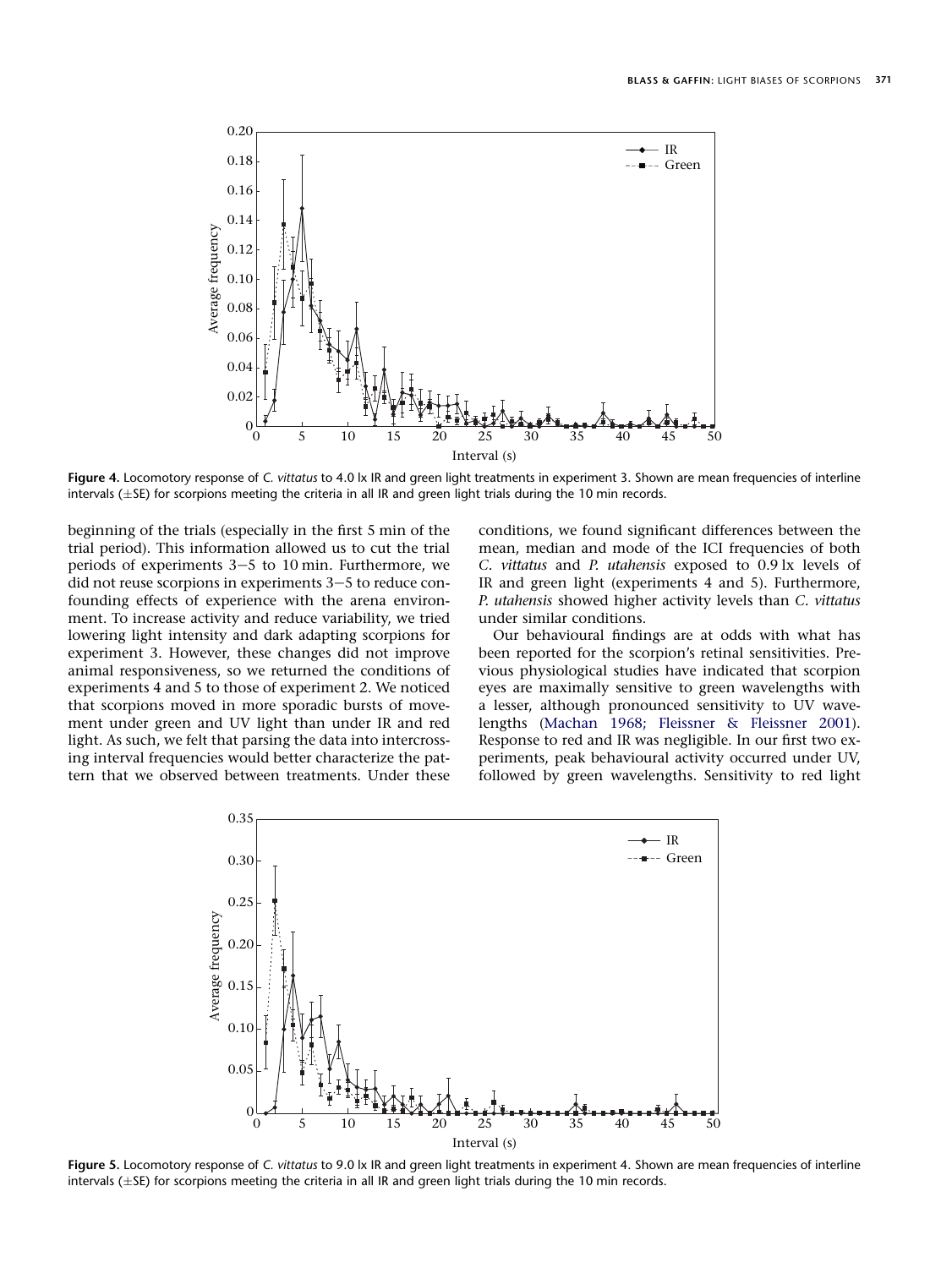**Figure 4.** Locomotory response of *C. vittatus* to 4.0 lx IR and green light treatments in experiment 3. Shown are mean frequencies of interline intervals (±SE) for scorpions meeting the criteria in all IR and green light trials during the 10 min records.

beginning of the trials (especially in the first 5 min of the trial period). This information allowed us to cut the trial periods of experiments 3–5 to 10 min. Furthermore, we did not reuse scorpions in experiments 3–5 to reduce confounding effects of experience with the arena environment. To increase activity and reduce variability, we tried lowering light intensity and dark adapting scorpions for experiment 3. However, these changes did not improve animal responsiveness, so we returned the conditions of experiments 4 and 5 to those of experiment 2. We noticed that scorpions moved in more sporadic bursts of movement under green and UV light than under IR and red light. As such, we felt that parsing the data into intercrossing interval frequencies would better characterize the pattern that we observed between treatments. Under these conditions, we found significant differences between the mean, median and mode of the ICI frequencies of both *C. vittatus* and *P. utahensis* exposed to 0.9 lx levels of IR and green light (experiments 4 and 5). Furthermore, *P. utahensis* showed higher activity levels than *C. vittatus* under similar conditions.

Our behavioural findings are at odds with what has been reported for the scorpion's retinal sensitivities. Previous physiological studies have indicated that scorpion eyes are maximally sensitive to green wavelengths with a lesser, although pronounced sensitivity to UV wavelengths (Machan 1968; Fleissner & Fleissner 2001). Response to red and IR was negligible. In our first two experiments, peak behavioural activity occurred under UV, followed by green wavelengths. Sensitivity to red light

**Figure 5.** Locomotory response of *C. vittatus* to 9.0 lx IR and green light treatments in experiment 4. Shown are mean frequencies of interline intervals (±SE) for scorpions meeting the criteria in all IR and green light trials during the 10 min records.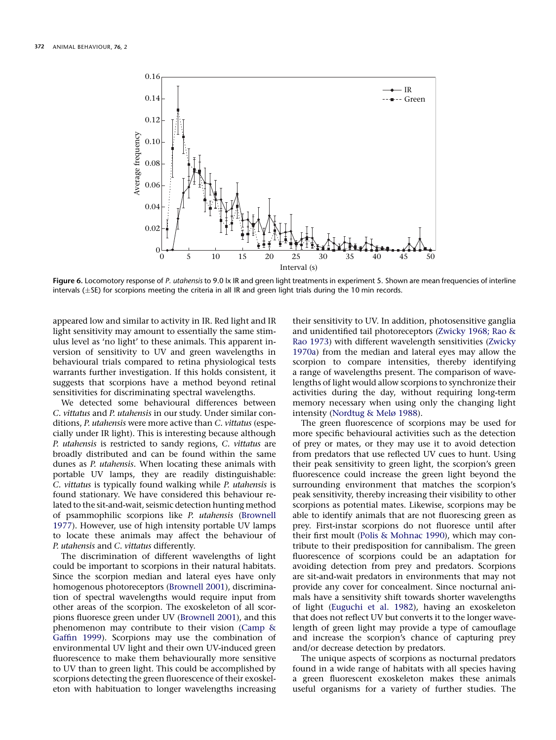**Figure 6.** Locomotory response of *P. utahensis* to 9.0 lx IR and green light treatments in experiment 5. Shown are mean frequencies of interline intervals (±SE) for scorpions meeting the criteria in all IR and green light trials during the 10 min records.

appeared low and similar to activity in IR. Red light and IR light sensitivity may amount to essentially the same stimulus level as 'no light' to these animals. This apparent inversion of sensitivity to UV and green wavelengths in behavioural trials compared to retina physiological tests warrants further investigation. If this holds consistent, it suggests that scorpions have a method beyond retinal sensitivities for discriminating spectral wavelengths.

We detected some behavioural differences between *C. vittatus* and *P. utahensis* in our study. Under similar conditions, *P. utahensis* were more active than *C. vittatus* (especially under IR light). This is interesting because although *P. utahensis* is restricted to sandy regions, *C. vittatus* are broadly distributed and can be found within the same dunes as *P. utahensis*. When locating these animals with portable UV lamps, they are readily distinguishable: *C. vittatus* is typically found walking while *P. utahensis* is found stationary. We have considered this behaviour related to the sit-and-wait, seismic detection hunting method of psammophilic scorpions like *P. utahensis* (Brownell 1977). However, use of high intensity portable UV lamps to locate these animals may affect the behaviour of *P. utahensis* and *C. vittatus* differently.

The discrimination of different wavelengths of light could be important to scorpions in their natural habitats. Since the scorpion median and lateral eyes have only homogenous photoreceptors (Brownell 2001), discrimination of spectral wavelengths would require input from other areas of the scorpion. The exoskeleton of all scorpions fluoresce green under UV (Brownell 2001), and this phenomenon may contribute to their vision (Camp & Gaffin 1999). Scorpions may use the combination of environmental UV light and their own UV-induced green fluorescence to make them behaviourally more sensitive to UV than to green light. This could be accomplished by scorpions detecting the green fluorescence of their exoskeleton with habituation to longer wavelengths increasing their sensitivity to UV. In addition, photosensitive ganglia and unidentified tail photoreceptors (Zwicky 1968; Rao & Rao 1973) with different wavelength sensitivities (Zwicky 1970a) from the median and lateral eyes may allow the scorpion to compare intensities, thereby identifying a range of wavelengths present. The comparison of wavelengths of light would allow scorpions to synchronize their activities during the day, without requiring long-term memory necessary when using only the changing light intensity (Nordtug & Melø 1988).

The green fluorescence of scorpions may be used for more specific behavioural activities such as the detection of prey or mates, or they may use it to avoid detection from predators that use reflected UV cues to hunt. Using their peak sensitivity to green light, the scorpion's green fluorescence could increase the green light beyond the surrounding environment that matches the scorpion's peak sensitivity, thereby increasing their visibility to other scorpions as potential mates. Likewise, scorpions may be able to identify animals that are not fluorescing green as prey. First-instar scorpions do not fluoresce until after their first moult (Polis & Mohnac 1990), which may contribute to their predisposition for cannibalism. The green fluorescence of scorpions could be an adaptation for avoiding detection from prey and predators. Scorpions are sit-and-wait predators in environments that may not provide any cover for concealment. Since nocturnal animals have a sensitivity shift towards shorter wavelengths of light (Euguchi et al. 1982), having an exoskeleton that does not reflect UV but converts it to the longer wavelength of green light may provide a type of camouflage and increase the scorpion's chance of capturing prey and/or decrease detection by predators.

The unique aspects of scorpions as nocturnal predators found in a wide range of habitats with all species having a green fluorescent exoskeleton makes these animals useful organisms for a variety of further studies. The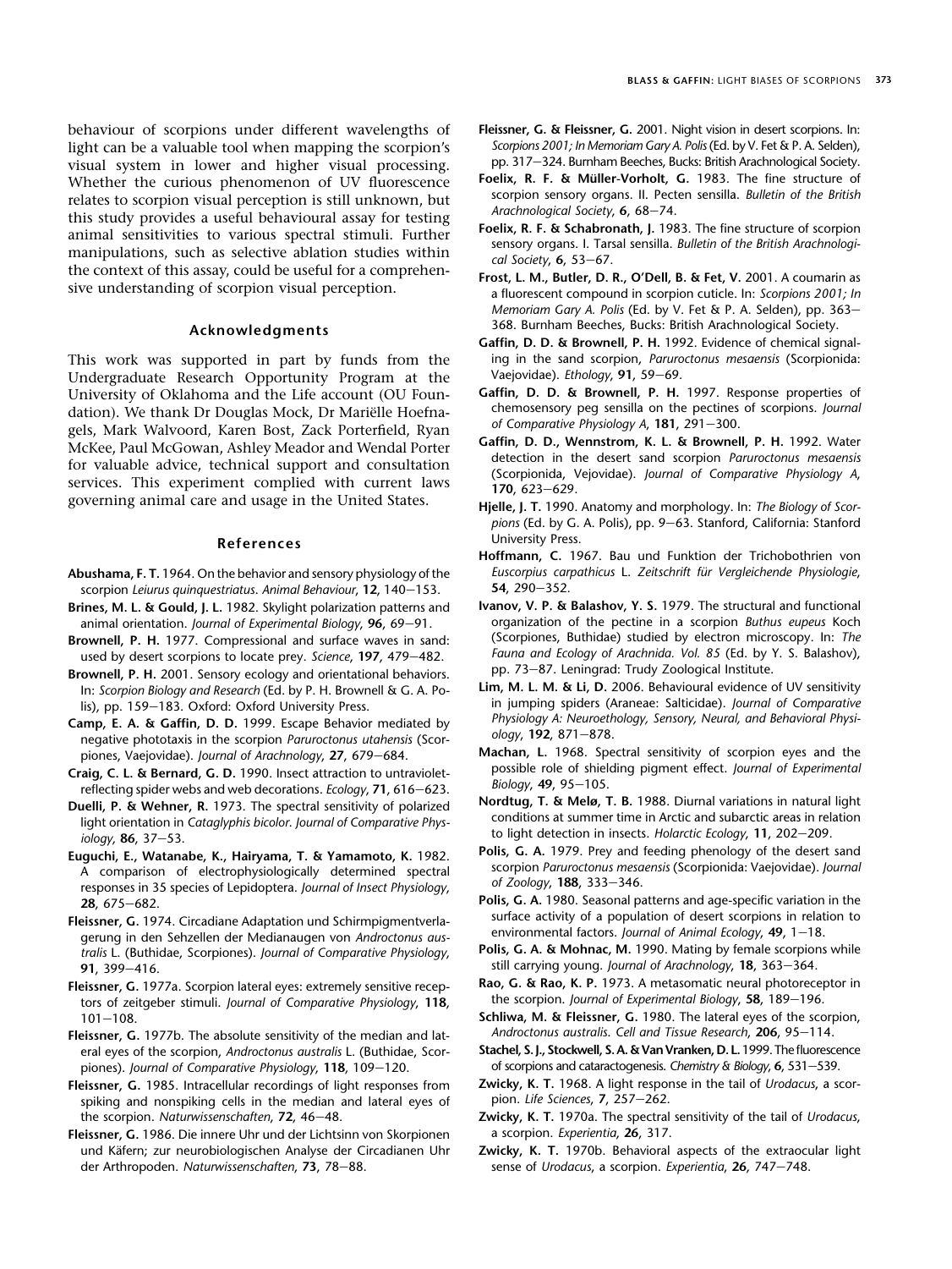behaviour of scorpions under different wavelengths of light can be a valuable tool when mapping the scorpion's visual system in lower and higher visual processing. Whether the curious phenomenon of UV fluorescence relates to scorpion visual perception is still unknown, but this study provides a useful behavioural assay for testing animal sensitivities to various spectral stimuli. Further manipulations, such as selective ablation studies within the context of this assay, could be useful for a comprehensive understanding of scorpion visual perception.

## Acknowledgments

This work was supported in part by funds from the Undergraduate Research Opportunity Program at the University of Oklahoma and the Life account (OU Foundation). We thank Dr Douglas Mock, Dr Mariëlle Hoefnagels, Mark Walvoord, Karen Bost, Zack Porterfield, Ryan McKee, Paul McGowan, Ashley Meador and Wendal Porter for valuable advice, technical support and consultation services. This experiment complied with current laws governing animal care and usage in the United States.

## References

**Abushama, F. T.** 1964. On the behavior and sensory physiology of the scorpion *Leiurus quinquestriatus*. *Animal Behaviour*, **12**, 140–153.

**Brines, M. L. & Gould, J. L.** 1982. Skylight polarization patterns and animal orientation. *Journal of Experimental Biology*, **96**, 69–91.

**Brownell, P. H.** 1977. Compressional and surface waves in sand: used by desert scorpions to locate prey. *Science*, **197**, 479–482.

**Brownell, P. H.** 2001. Sensory ecology and orientational behaviors. In: *Scorpion Biology and Research* (Ed. by P. H. Brownell & G. A. Polis), pp. 159–183. Oxford: Oxford University Press.

**Camp, E. A. & Gaffin, D. D.** 1999. Escape Behavior mediated by negative phototaxis in the scorpion *Paruroctonus utahensis* (Scorpiones, Vaejovidae). *Journal of Arachnology*, **27**, 679–684.

**Craig, C. L. & Bernard, G. D.** 1990. Insect attraction to untraviolet-reflecting spider webs and web decorations. *Ecology*, **71**, 616–623.

**Duelli, P. & Wehner, R.** 1973. The spectral sensitivity of polarized light orientation in *Cataglyphis bicolor*. *Journal of Comparative Physiology*, **86**, 37–53.

**Euguchi, E., Watanabe, K., Hairyama, T. & Yamamoto, K.** 1982. A comparison of electrophysiologically determined spectral responses in 35 species of Lepidoptera. *Journal of Insect Physiology*, **28**, 675–682.

**Fleissner, G.** 1974. Circadiane Adaptation und Schirmpigmentverlagerung in den Sehzellen der Medianaugen von *Androctonus australis* L. (Buthidae, Scorpiones). *Journal of Comparative Physiology*, **91**, 399–416.

**Fleissner, G.** 1977a. Scorpion lateral eyes: extremely sensitive receptors of zeitgeber stimuli. *Journal of Comparative Physiology*, **118**, 101–108.

**Fleissner, G.** 1977b. The absolute sensitivity of the median and lateral eyes of the scorpion, *Androctonus australis* L. (Buthidae, Scorpiones). *Journal of Comparative Physiology*, **118**, 109–120.

**Fleissner, G.** 1985. Intracellular recordings of light responses from spiking and nonspiking cells in the median and lateral eyes of the scorpion. *Naturwissenschaften*, **72**, 46–48.

**Fleissner, G.** 1986. Die innere Uhr und der Lichtsinn von Skorpionen und Käfern; zur neurobiologischen Analyse der Circadianen Uhr der Arthropoden. *Naturwissenschaften*, **73**, 78–88.

**Fleissner, G. & Fleissner, G.** 2001. Night vision in desert scorpions. In: *Scorpions 2001; In Memoriam Gary A. Polis* (Ed. by V. Fet & P. A. Selden), pp. 317–324. Burnham Beeches, Bucks: British Arachnological Society.

**Foelix, R. F. & Müller-Vorholt, G.** 1983. The fine structure of scorpion sensory organs. II. Pecten sensilla. *Bulletin of the British Arachnological Society*, **6**, 68–74.

**Foelix, R. F. & Schabronath, J.** 1983. The fine structure of scorpion sensory organs. I. Tarsal sensilla. *Bulletin of the British Arachnological Society*, **6**, 53–67.

**Frost, L. M., Butler, D. R., O'Dell, B. & Fet, V.** 2001. A coumarin as a fluorescent compound in scorpion cuticle. In: *Scorpions 2001; In Memoriam Gary A. Polis* (Ed. by V. Fet & P. A. Selden), pp. 363–368. Burnham Beeches, Bucks: British Arachnological Society.

**Gaffin, D. D. & Brownell, P. H.** 1992. Evidence of chemical signaling in the sand scorpion, *Paruroctonus mesaensis* (Scorpionida: Vaejovidae). *Ethology*, **91**, 59–69.

**Gaffin, D. D. & Brownell, P. H.** 1997. Response properties of chemosensory peg sensilla on the pectines of scorpions. *Journal of Comparative Physiology A*, **181**, 291–300.

**Gaffin, D. D., Wennstrom, K. L. & Brownell, P. H.** 1992. Water detection in the desert sand scorpion *Paruroctonus mesaensis* (Scorpionida, Vejovidae). *Journal of Comparative Physiology A*, **170**, 623–629.

**Hjelle, J. T.** 1990. Anatomy and morphology. In: *The Biology of Scorpions* (Ed. by G. A. Polis), pp. 9–63. Stanford, California: Stanford University Press.

**Hoffmann, C.** 1967. Bau und Funktion der Trichobothrien von *Euscorpius carpathicus* L. *Zeitschrift für Vergleichende Physiologie*, **54**, 290–352.

**Ivanov, V. P. & Balashov, Y. S.** 1979. The structural and functional organization of the pectine in a scorpion *Buthus eupeus* Koch (Scorpiones, Buthidae) studied by electron microscopy. In: *The Fauna and Ecology of Arachnida. Vol. 85* (Ed. by Y. S. Balashov), pp. 73–87. Leningrad: Trudy Zoological Institute.

**Lim, M. L. M. & Li, D.** 2006. Behavioural evidence of UV sensitivity in jumping spiders (Araneae: Salticidae). *Journal of Comparative Physiology A: Neuroethology, Sensory, Neural, and Behavioral Physiology*, **192**, 871–878.

**Machan, L.** 1968. Spectral sensitivity of scorpion eyes and the possible role of shielding pigment effect. *Journal of Experimental Biology*, **49**, 95–105.

**Nordtug, T. & Melø, T. B.** 1988. Diurnal variations in natural light conditions at summer time in Arctic and subarctic areas in relation to light detection in insects. *Holarctic Ecology*, **11**, 202–209.

**Polis, G. A.** 1979. Prey and feeding phenology of the desert sand scorpion *Paruroctonus mesaensis* (Scorpionida: Vaejovidae). *Journal of Zoology*, **188**, 333–346.

**Polis, G. A.** 1980. Seasonal patterns and age-specific variation in the surface activity of a population of desert scorpions in relation to environmental factors. *Journal of Animal Ecology*, **49**, 1–18.

**Polis, G. A. & Mohnac, M.** 1990. Mating by female scorpions while still carrying young. *Journal of Arachnology*, **18**, 363–364.

**Rao, G. & Rao, K. P.** 1973. A metasomatic neural photoreceptor in the scorpion. *Journal of Experimental Biology*, **58**, 189–196.

**Schliwa, M. & Fleissner, G.** 1980. The lateral eyes of the scorpion, *Androctonus australis*. *Cell and Tissue Research*, **206**, 95–114.

**Stachel, S. J., Stockwell, S. A. & Van Vranken, D. L.** 1999. The fluorescence of scorpions and cataractogenesis. *Chemistry & Biology*, **6**, 531–539.

**Zwicky, K. T.** 1968. A light response in the tail of *Urodacus*, a scorpion. *Life Sciences*, **7**, 257–262.

**Zwicky, K. T.** 1970a. The spectral sensitivity of the tail of *Urodacus*, a scorpion. *Experientia*, **26**, 317.

**Zwicky, K. T.** 1970b. Behavioral aspects of the extraocular light sense of *Urodacus*, a scorpion. *Experientia*, **26**, 747–748.